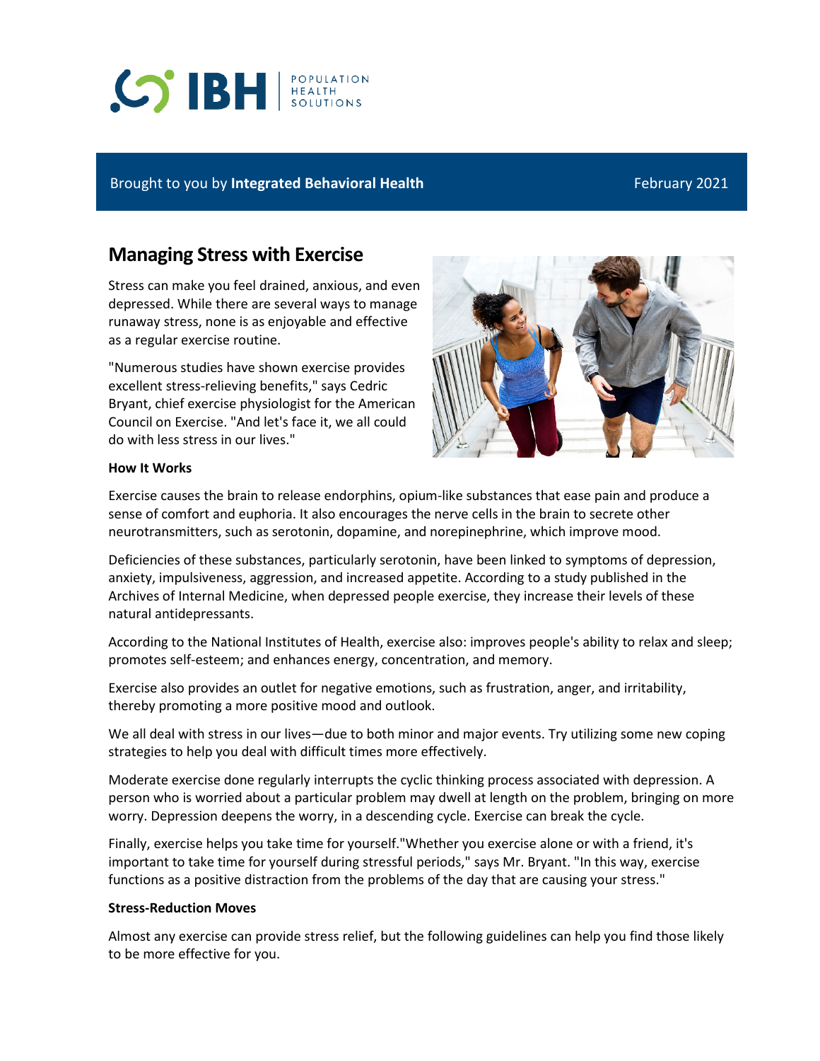IBH | POPULATION HEALTH SOLUTIONS

Brought to you by **Integrated Behavioral Health** February 2021

## Managing Stress with Exercise

Stress can make you feel drained, anxious, and even depressed. While there are several ways to manage runaway stress, none is as enjoyable and effective as a regular exercise routine.

"Numerous studies have shown exercise provides excellent stress-relieving benefits," says Cedric Bryant, chief exercise physiologist for the American Council on Exercise. "And let's face it, we all could do with less stress in our lives."

**How It Works**

Exercise causes the brain to release endorphins, opium-like substances that ease pain and produce a sense of comfort and euphoria. It also encourages the nerve cells in the brain to secrete other neurotransmitters, such as serotonin, dopamine, and norepinephrine, which improve mood.

Deficiencies of these substances, particularly serotonin, have been linked to symptoms of depression, anxiety, impulsiveness, aggression, and increased appetite. According to a study published in the Archives of Internal Medicine, when depressed people exercise, they increase their levels of these natural antidepressants.

According to the National Institutes of Health, exercise also: improves people's ability to relax and sleep; promotes self-esteem; and enhances energy, concentration, and memory.

Exercise also provides an outlet for negative emotions, such as frustration, anger, and irritability, thereby promoting a more positive mood and outlook.

We all deal with stress in our lives—due to both minor and major events. Try utilizing some new coping strategies to help you deal with difficult times more effectively.

Moderate exercise done regularly interrupts the cyclic thinking process associated with depression. A person who is worried about a particular problem may dwell at length on the problem, bringing on more worry. Depression deepens the worry, in a descending cycle. Exercise can break the cycle.

Finally, exercise helps you take time for yourself."Whether you exercise alone or with a friend, it's important to take time for yourself during stressful periods," says Mr. Bryant. "In this way, exercise functions as a positive distraction from the problems of the day that are causing your stress."

**Stress-Reduction Moves**

Almost any exercise can provide stress relief, but the following guidelines can help you find those likely to be more effective for you.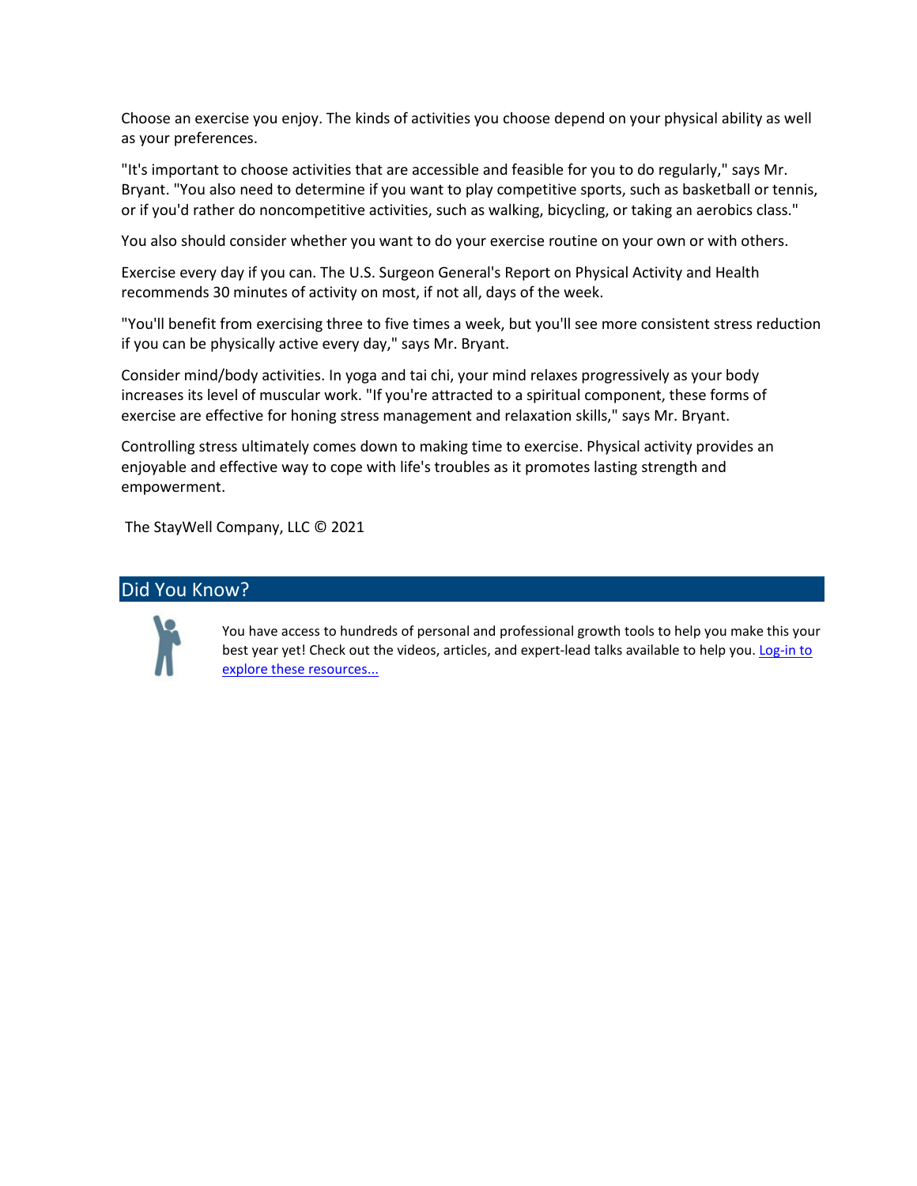Choose an exercise you enjoy. The kinds of activities you choose depend on your physical ability as well as your preferences.

"It's important to choose activities that are accessible and feasible for you to do regularly," says Mr. Bryant. "You also need to determine if you want to play competitive sports, such as basketball or tennis, or if you'd rather do noncompetitive activities, such as walking, bicycling, or taking an aerobics class."

You also should consider whether you want to do your exercise routine on your own or with others.

Exercise every day if you can. The U.S. Surgeon General's Report on Physical Activity and Health recommends 30 minutes of activity on most, if not all, days of the week.

"You'll benefit from exercising three to five times a week, but you'll see more consistent stress reduction if you can be physically active every day," says Mr. Bryant.

Consider mind/body activities. In yoga and tai chi, your mind relaxes progressively as your body increases its level of muscular work. "If you're attracted to a spiritual component, these forms of exercise are effective for honing stress management and relaxation skills," says Mr. Bryant.

Controlling stress ultimately comes down to making time to exercise. Physical activity provides an enjoyable and effective way to cope with life's troubles as it promotes lasting strength and empowerment.

The StayWell Company, LLC © 2021

## Did You Know?

You have access to hundreds of personal and professional growth tools to help you make this your best year yet! Check out the videos, articles, and expert-lead talks available to help you. Log-in to explore these resources...